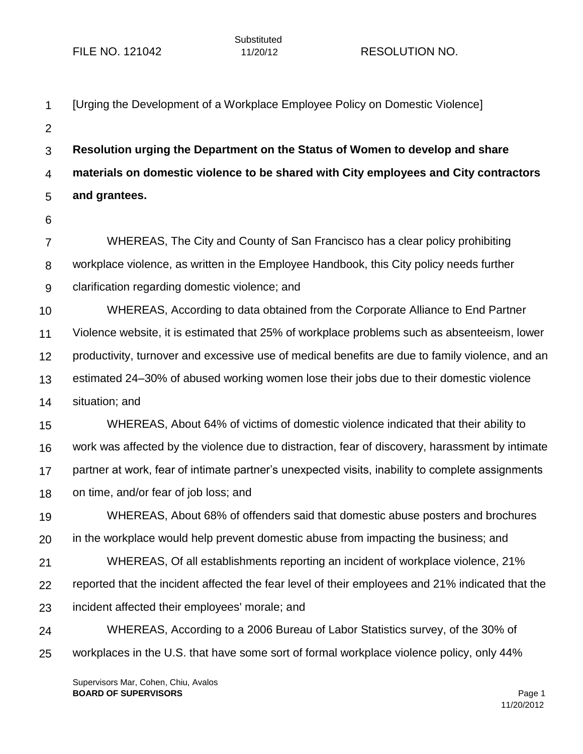FILE NO. 121042 Substituted 11/20/12 RESOLUTION NO.

[Urging the Development of a Workplace Employee Policy on Domestic Violence]

**Resolution urging the Department on the Status of Women to develop and share materials on domestic violence to be shared with City employees and City contractors and grantees.**

WHEREAS, The City and County of San Francisco has a clear policy prohibiting workplace violence, as written in the Employee Handbook, this City policy needs further clarification regarding domestic violence; and

WHEREAS, According to data obtained from the Corporate Alliance to End Partner Violence website, it is estimated that 25% of workplace problems such as absenteeism, lower productivity, turnover and excessive use of medical benefits are due to family violence, and an estimated 24–30% of abused working women lose their jobs due to their domestic violence situation; and

WHEREAS, About 64% of victims of domestic violence indicated that their ability to work was affected by the violence due to distraction, fear of discovery, harassment by intimate partner at work, fear of intimate partner's unexpected visits, inability to complete assignments on time, and/or fear of job loss; and

WHEREAS, About 68% of offenders said that domestic abuse posters and brochures in the workplace would help prevent domestic abuse from impacting the business; and

WHEREAS, Of all establishments reporting an incident of workplace violence, 21% reported that the incident affected the fear level of their employees and 21% indicated that the incident affected their employees' morale; and

WHEREAS, According to a 2006 Bureau of Labor Statistics survey, of the 30% of workplaces in the U.S. that have some sort of formal workplace violence policy, only 44%

Supervisors Mar, Cohen, Chiu, Avalos
**BOARD OF SUPERVISORS**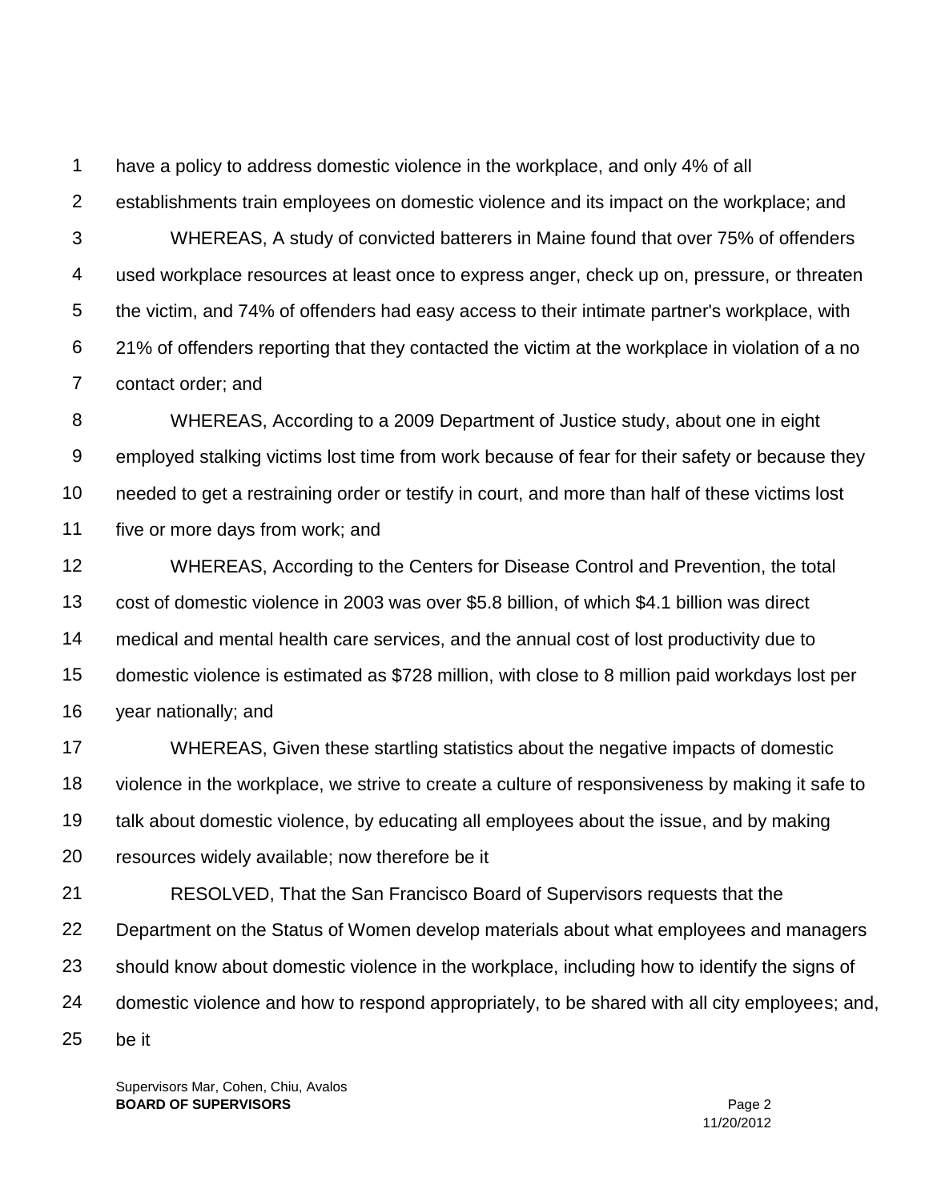have a policy to address domestic violence in the workplace, and only 4% of all establishments train employees on domestic violence and its impact on the workplace; and

WHEREAS, A study of convicted batterers in Maine found that over 75% of offenders used workplace resources at least once to express anger, check up on, pressure, or threaten the victim, and 74% of offenders had easy access to their intimate partner's workplace, with 21% of offenders reporting that they contacted the victim at the workplace in violation of a no contact order; and

WHEREAS, According to a 2009 Department of Justice study, about one in eight employed stalking victims lost time from work because of fear for their safety or because they needed to get a restraining order or testify in court, and more than half of these victims lost five or more days from work; and

WHEREAS, According to the Centers for Disease Control and Prevention, the total cost of domestic violence in 2003 was over $5.8 billion, of which $4.1 billion was direct medical and mental health care services, and the annual cost of lost productivity due to domestic violence is estimated as $728 million, with close to 8 million paid workdays lost per year nationally; and

WHEREAS, Given these startling statistics about the negative impacts of domestic violence in the workplace, we strive to create a culture of responsiveness by making it safe to talk about domestic violence, by educating all employees about the issue, and by making resources widely available; now therefore be it

RESOLVED, That the San Francisco Board of Supervisors requests that the Department on the Status of Women develop materials about what employees and managers should know about domestic violence in the workplace, including how to identify the signs of domestic violence and how to respond appropriately, to be shared with all city employees; and, be it

Supervisors Mar, Cohen, Chiu, Avalos
**BOARD OF SUPERVISORS**
11/20/2012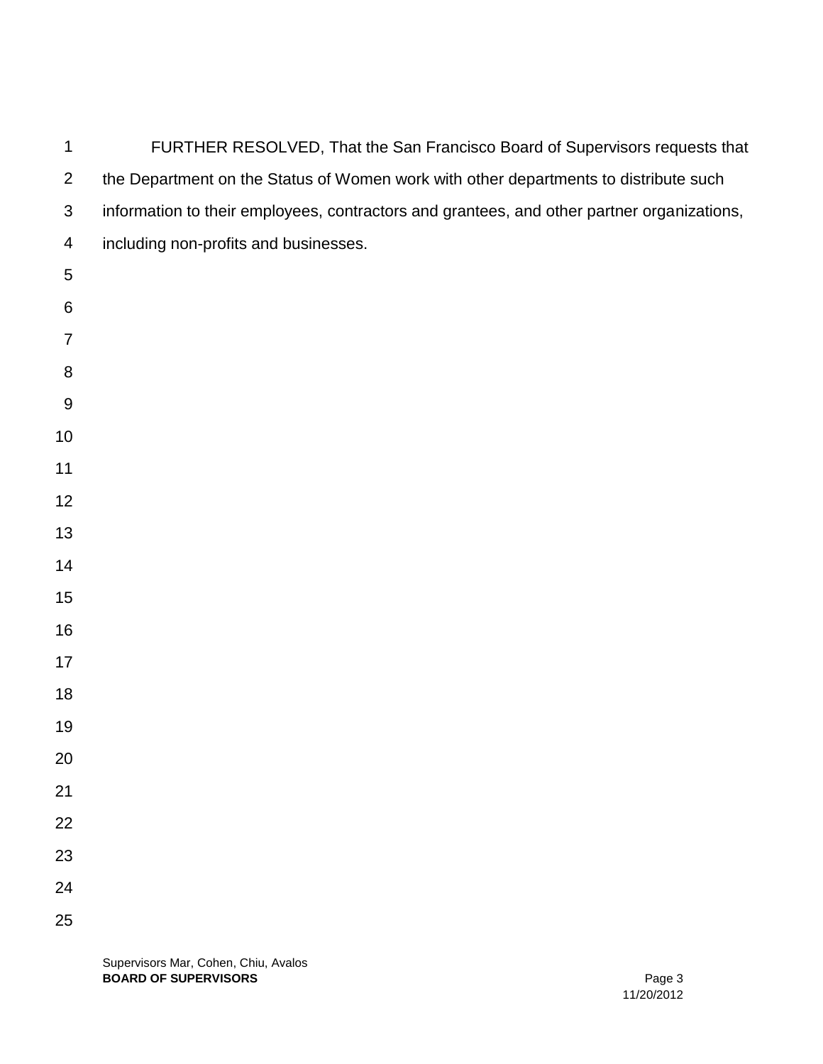FURTHER RESOLVED, That the San Francisco Board of Supervisors requests that the Department on the Status of Women work with other departments to distribute such information to their employees, contractors and grantees, and other partner organizations, including non-profits and businesses.